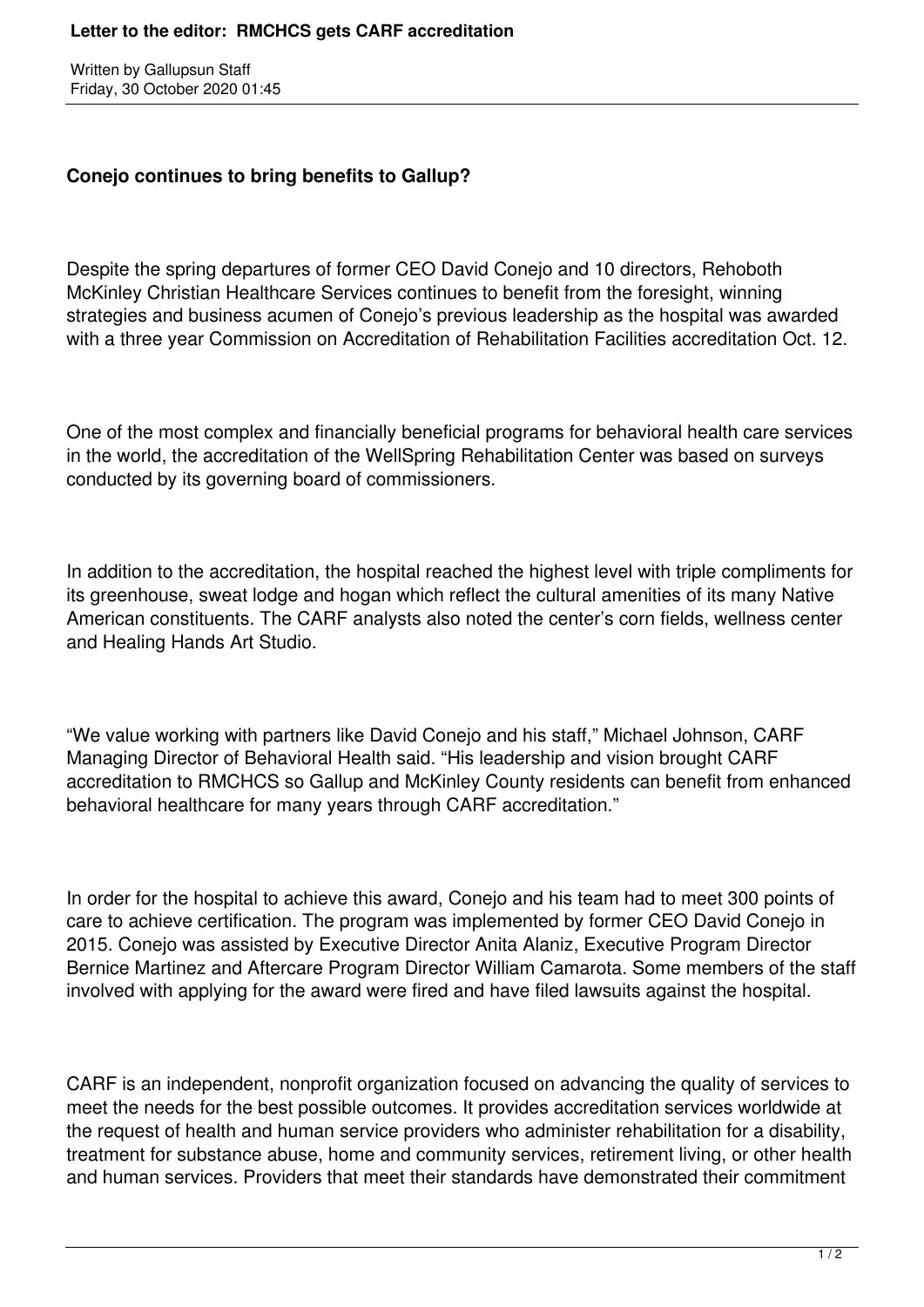# Letter to the editor: RMCHCS gets CARF accreditation

Written by Gallupsun Staff
Friday, 30 October 2020 01:45

**Conejo continues to bring benefits to Gallup?**

Despite the spring departures of former CEO David Conejo and 10 directors, Rehoboth McKinley Christian Healthcare Services continues to benefit from the foresight, winning strategies and business acumen of Conejo's previous leadership as the hospital was awarded with a three year Commission on Accreditation of Rehabilitation Facilities accreditation Oct. 12.

One of the most complex and financially beneficial programs for behavioral health care services in the world, the accreditation of the WellSpring Rehabilitation Center was based on surveys conducted by its governing board of commissioners.

In addition to the accreditation, the hospital reached the highest level with triple compliments for its greenhouse, sweat lodge and hogan which reflect the cultural amenities of its many Native American constituents. The CARF analysts also noted the center's corn fields, wellness center and Healing Hands Art Studio.

"We value working with partners like David Conejo and his staff," Michael Johnson, CARF Managing Director of Behavioral Health said. "His leadership and vision brought CARF accreditation to RMCHCS so Gallup and McKinley County residents can benefit from enhanced behavioral healthcare for many years through CARF accreditation."

In order for the hospital to achieve this award, Conejo and his team had to meet 300 points of care to achieve certification. The program was implemented by former CEO David Conejo in 2015. Conejo was assisted by Executive Director Anita Alaniz, Executive Program Director Bernice Martinez and Aftercare Program Director William Camarota. Some members of the staff involved with applying for the award were fired and have filed lawsuits against the hospital.

CARF is an independent, nonprofit organization focused on advancing the quality of services to meet the needs for the best possible outcomes. It provides accreditation services worldwide at the request of health and human service providers who administer rehabilitation for a disability, treatment for substance abuse, home and community services, retirement living, or other health and human services. Providers that meet their standards have demonstrated their commitment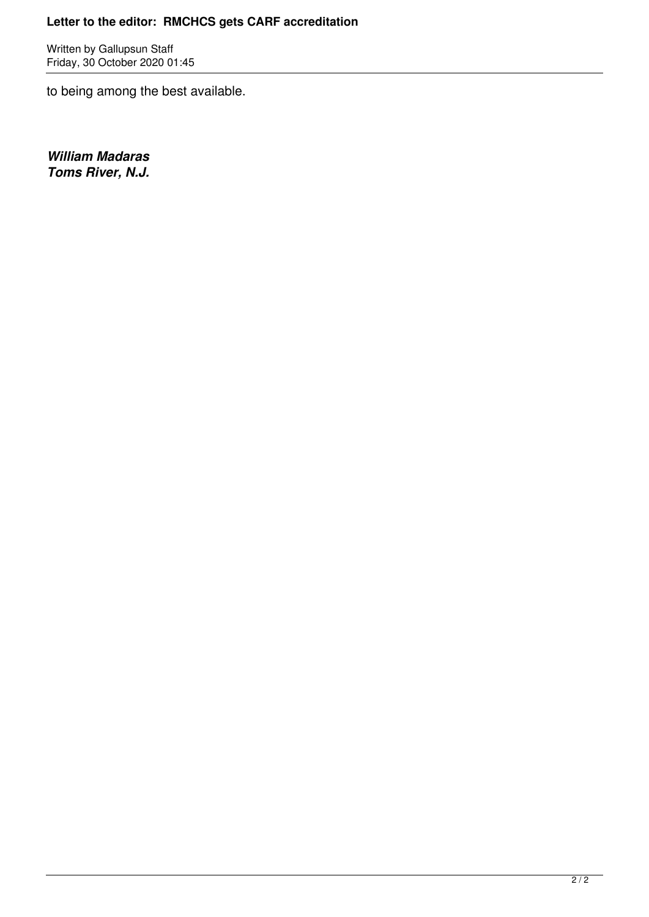to being among the best available.

***William Madaras***
***Toms River, N.J.***